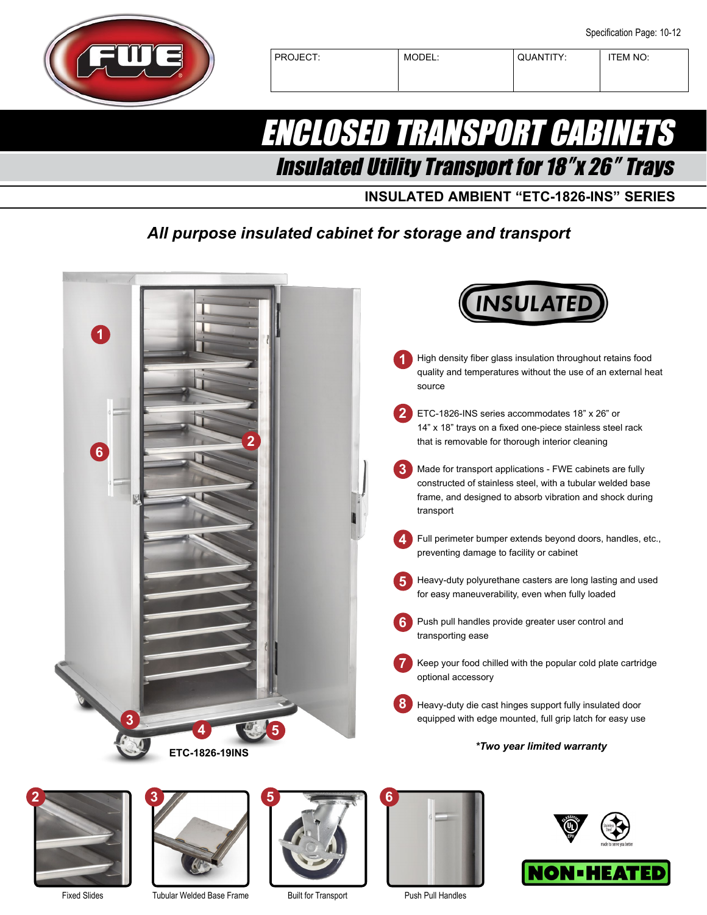Specification Page: 10-12

| PROJECT: | MODEL: | QUANTITY: | ITEM NO: |
|---|---|---|---|
| | | | |

# ENCLOSED TRANSPORT CABINETS

## Insulated Utility Transport for 18"x 26" Trays

### INSULATED AMBIENT "ETC-1826-INS" SERIES

***All purpose insulated cabinet for storage and transport***

INSULATED

1. High density fiber glass insulation throughout retains food quality and temperatures without the use of an external heat source
2. ETC-1826-INS series accommodates 18" x 26" or 14" x 18" trays on a fixed one-piece stainless steel rack that is removable for thorough interior cleaning
3. Made for transport applications - FWE cabinets are fully constructed of stainless steel, with a tubular welded base frame, and designed to absorb vibration and shock during transport
4. Full perimeter bumper extends beyond doors, handles, etc., preventing damage to facility or cabinet
5. Heavy-duty polyurethane casters are long lasting and used for easy maneuverability, even when fully loaded
6. Push pull handles provide greater user control and transporting ease
7. Keep your food chilled with the popular cold plate cartridge optional accessory
8. Heavy-duty die cast hinges support fully insulated door equipped with edge mounted, full grip latch for easy use

***Two year limited warranty**

ETC-1826-19INS

2 Fixed Slides

3 Tubular Welded Base Frame

5 Built for Transport

6 Push Pull Handles

NON-HEATED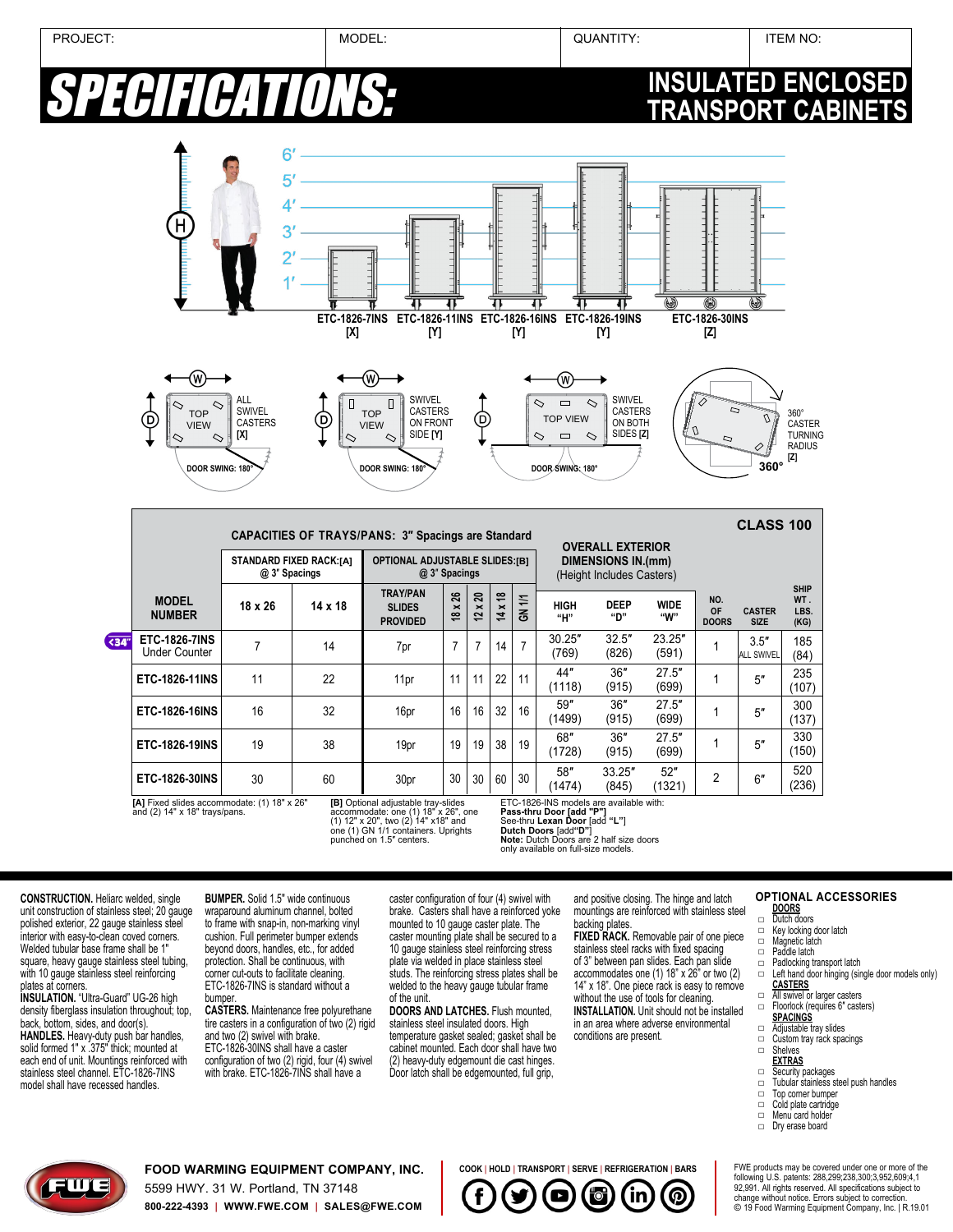| PROJECT: | MODEL: | QUANTITY: | ITEM NO: |
|---|---|---|---|
| | | | |

# SPECIFICATIONS:

## INSULATED ENCLOSED TRANSPORT CABINETS

6′
5′
4′
3′
2′
1′
H

ETC-1826-7INS [X]
ETC-1826-11INS [Y]
ETC-1826-16INS [Y]
ETC-1826-19INS [Y]
ETC-1826-30INS [Z]

W
D
TOP VIEW
ALL SWIVEL CASTERS [X]
DOOR SWING: 180°

W
D
TOP VIEW
SWIVEL CASTERS ON FRONT SIDE [Y]
DOOR SWING: 180°

W
D
TOP VIEW
SWIVEL CASTERS ON BOTH SIDES [Z]
DOOR SWING: 180°

360° CASTER TURNING RADIUS [Z]
360°

**CLASS 100**

| MODEL NUMBER | CAPACITIES OF TRAYS/PANS: 3″ Spacings are Standard — STANDARD FIXED RACK:[A] @ 3″ Spacings 18 x 26 | 14 x 18 | OPTIONAL ADJUSTABLE SLIDES:[B] @ 3″ Spacings — TRAY/PAN SLIDES PROVIDED | 18 x 26 | 12 x 20 | 14 x 18 | GN 1/1 | OVERALL EXTERIOR DIMENSIONS IN.(mm) (Height Includes Casters) — HIGH "H" | DEEP "D" | WIDE "W" | NO. OF DOORS | CASTER SIZE | SHIP WT. LBS. (KG) |
|---|---|---|---|---|---|---|---|---|---|---|---|---|---|
| ETC-1826-7INS Under Counter (<34″) | 7 | 14 | 7pr | 7 | 7 | 14 | 7 | 30.25″ (769) | 32.5″ (826) | 23.25″ (591) | 1 | 3.5″ ALL SWIVEL | 185 (84) |
| ETC-1826-11INS | 11 | 22 | 11pr | 11 | 11 | 22 | 11 | 44″ (1118) | 36″ (915) | 27.5″ (699) | 1 | 5″ | 235 (107) |
| ETC-1826-16INS | 16 | 32 | 16pr | 16 | 16 | 32 | 16 | 59″ (1499) | 36″ (915) | 27.5″ (699) | 1 | 5″ | 300 (137) |
| ETC-1826-19INS | 19 | 38 | 19pr | 19 | 19 | 38 | 19 | 68″ (1728) | 36″ (915) | 27.5″ (699) | 1 | 5″ | 330 (150) |
| ETC-1826-30INS | 30 | 60 | 30pr | 30 | 30 | 60 | 30 | 58″ (1474) | 33.25″ (845) | 52″ (1321) | 2 | 6″ | 520 (236) |

[A] Fixed slides accommodate: (1) 18" x 26" and (2) 14" x 18" trays/pans.

[B] Optional adjustable tray-slides accommodate: one (1) 18" x 26", one (1) 12" x 20", two (2) 14" x18" and one (1) GN 1/1 containers. Uprights punched on 1.5" centers.

ETC-1826-INS models are available with:
**Pass-thru Door [add "P"]**
See-thru **Lexan Door** [add "**L**"]
**Dutch Doors** [add"**D**"]
**Note:** Dutch Doors are 2 half size doors only available on full-size models.

**CONSTRUCTION.** Heliarc welded, single unit construction of stainless steel; 20 gauge polished exterior, 22 gauge stainless steel interior with easy-to-clean coved corners. Welded tubular base frame shall be 1" square, heavy gauge stainless steel tubing, with 10 gauge stainless steel reinforcing plates at corners.
**INSULATION.** "Ultra-Guard" UG-26 high density fiberglass insulation throughout; top, back, bottom, sides, and door(s).
**HANDLES.** Heavy-duty push bar handles, solid formed 1" x .375" thick; mounted at each end of unit. Mountings reinforced with stainless steel channel. ETC-1826-7INS model shall have recessed handles.

**BUMPER.** Solid 1.5" wide continuous wraparound aluminum channel, bolted to frame with snap-in, non-marking vinyl cushion. Full perimeter bumper extends beyond doors, handles, etc., for added protection. Shall be continuous, with corner cut-outs to facilitate cleaning. ETC-1826-7INS is standard without a bumper.
**CASTERS.** Maintenance free polyurethane tire casters in a configuration of two (2) rigid and two (2) swivel with brake. ETC-1826-30INS shall have a caster configuration of two (2) rigid, four (4) swivel with brake. ETC-1826-7INS shall have a caster configuration of four (4) swivel with brake. Casters shall have a reinforced yoke mounted to 10 gauge caster plate. The caster mounting plate shall be secured to a 10 gauge stainless steel reinforcing stress plate via welded in place stainless steel studs. The reinforcing stress plates shall be welded to the heavy gauge tubular frame of the unit.
**DOORS AND LATCHES.** Flush mounted, stainless steel insulated doors. High temperature gasket sealed; gasket shall be cabinet mounted. Each door shall have two (2) heavy-duty edgemount die cast hinges. Door latch shall be edgemounted, full grip, and positive closing. The hinge and latch mountings are reinforced with stainless steel backing plates.
**FIXED RACK.** Removable pair of one piece stainless steel racks with fixed spacing of 3" between pan slides. Each pan slide accommodates one (1) 18" x 26" or two (2) 14" x 18". One piece rack is easy to remove without the use of tools for cleaning.
**INSTALLATION.** Unit should not be installed in an area where adverse environmental conditions are present.

### OPTIONAL ACCESSORIES

**DOORS**
- ☐ Dutch doors
- ☐ Key locking door latch
- ☐ Magnetic latch
- ☐ Paddle latch
- ☐ Padlocking transport latch
- ☐ Left hand door hinging (single door models only)

**CASTERS**
- ☐ All swivel or larger casters
- ☐ Floorlock (requires 6" casters)

**SPACINGS**
- ☐ Adjustable tray slides
- ☐ Custom tray rack spacings
- ☐ Shelves

**EXTRAS**
- ☐ Security packages
- ☐ Tubular stainless steel push handles
- ☐ Top corner bumper
- ☐ Cold plate cartridge
- ☐ Menu card holder
- ☐ Dry erase board

**FOOD WARMING EQUIPMENT COMPANY, INC.**
5599 HWY. 31 W. Portland, TN 37148
**800-222-4393 | WWW.FWE.COM | SALES@FWE.COM**

**COOK | HOLD | TRANSPORT | SERVE | REFRIGERATION | BARS**

FWE products may be covered under one or more of the following U.S. patents: 288,299;238,300;3,952,609;4,192,991. All rights reserved. All specifications subject to change without notice. Errors subject to correction. © 19 Food Warming Equipment Company, Inc. | R.19.01